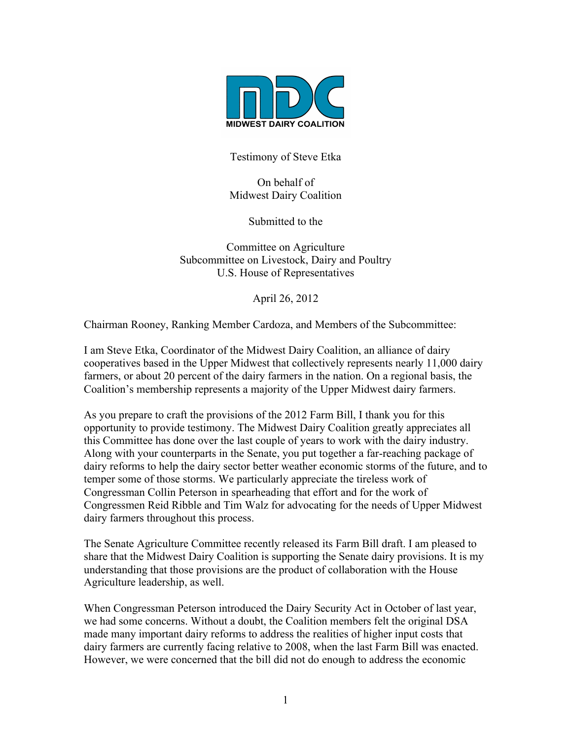MIDWEST DAIRY COALITION

Testimony of Steve Etka

On behalf of
Midwest Dairy Coalition

Submitted to the

Committee on Agriculture
Subcommittee on Livestock, Dairy and Poultry
U.S. House of Representatives

April 26, 2012

Chairman Rooney, Ranking Member Cardoza, and Members of the Subcommittee:

I am Steve Etka, Coordinator of the Midwest Dairy Coalition, an alliance of dairy cooperatives based in the Upper Midwest that collectively represents nearly 11,000 dairy farmers, or about 20 percent of the dairy farmers in the nation. On a regional basis, the Coalition's membership represents a majority of the Upper Midwest dairy farmers.

As you prepare to craft the provisions of the 2012 Farm Bill, I thank you for this opportunity to provide testimony. The Midwest Dairy Coalition greatly appreciates all this Committee has done over the last couple of years to work with the dairy industry. Along with your counterparts in the Senate, you put together a far-reaching package of dairy reforms to help the dairy sector better weather economic storms of the future, and to temper some of those storms. We particularly appreciate the tireless work of Congressman Collin Peterson in spearheading that effort and for the work of Congressmen Reid Ribble and Tim Walz for advocating for the needs of Upper Midwest dairy farmers throughout this process.

The Senate Agriculture Committee recently released its Farm Bill draft. I am pleased to share that the Midwest Dairy Coalition is supporting the Senate dairy provisions. It is my understanding that those provisions are the product of collaboration with the House Agriculture leadership, as well.

When Congressman Peterson introduced the Dairy Security Act in October of last year, we had some concerns. Without a doubt, the Coalition members felt the original DSA made many important dairy reforms to address the realities of higher input costs that dairy farmers are currently facing relative to 2008, when the last Farm Bill was enacted. However, we were concerned that the bill did not do enough to address the economic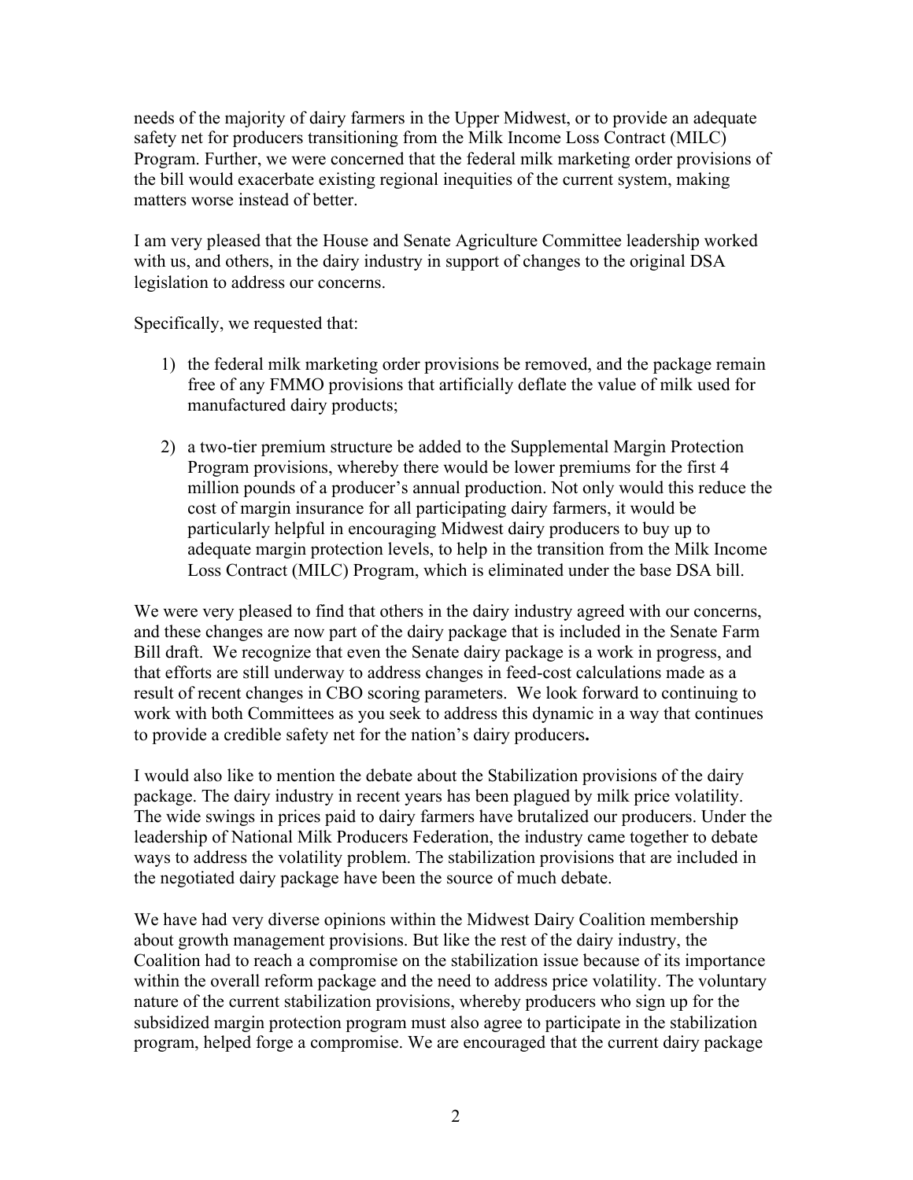needs of the majority of dairy farmers in the Upper Midwest, or to provide an adequate safety net for producers transitioning from the Milk Income Loss Contract (MILC) Program. Further, we were concerned that the federal milk marketing order provisions of the bill would exacerbate existing regional inequities of the current system, making matters worse instead of better.

I am very pleased that the House and Senate Agriculture Committee leadership worked with us, and others, in the dairy industry in support of changes to the original DSA legislation to address our concerns.

Specifically, we requested that:

1) the federal milk marketing order provisions be removed, and the package remain free of any FMMO provisions that artificially deflate the value of milk used for manufactured dairy products;

2) a two-tier premium structure be added to the Supplemental Margin Protection Program provisions, whereby there would be lower premiums for the first 4 million pounds of a producer's annual production. Not only would this reduce the cost of margin insurance for all participating dairy farmers, it would be particularly helpful in encouraging Midwest dairy producers to buy up to adequate margin protection levels, to help in the transition from the Milk Income Loss Contract (MILC) Program, which is eliminated under the base DSA bill.

We were very pleased to find that others in the dairy industry agreed with our concerns, and these changes are now part of the dairy package that is included in the Senate Farm Bill draft. We recognize that even the Senate dairy package is a work in progress, and that efforts are still underway to address changes in feed-cost calculations made as a result of recent changes in CBO scoring parameters. We look forward to continuing to work with both Committees as you seek to address this dynamic in a way that continues to provide a credible safety net for the nation's dairy producers**.**

I would also like to mention the debate about the Stabilization provisions of the dairy package. The dairy industry in recent years has been plagued by milk price volatility. The wide swings in prices paid to dairy farmers have brutalized our producers. Under the leadership of National Milk Producers Federation, the industry came together to debate ways to address the volatility problem. The stabilization provisions that are included in the negotiated dairy package have been the source of much debate.

We have had very diverse opinions within the Midwest Dairy Coalition membership about growth management provisions. But like the rest of the dairy industry, the Coalition had to reach a compromise on the stabilization issue because of its importance within the overall reform package and the need to address price volatility. The voluntary nature of the current stabilization provisions, whereby producers who sign up for the subsidized margin protection program must also agree to participate in the stabilization program, helped forge a compromise. We are encouraged that the current dairy package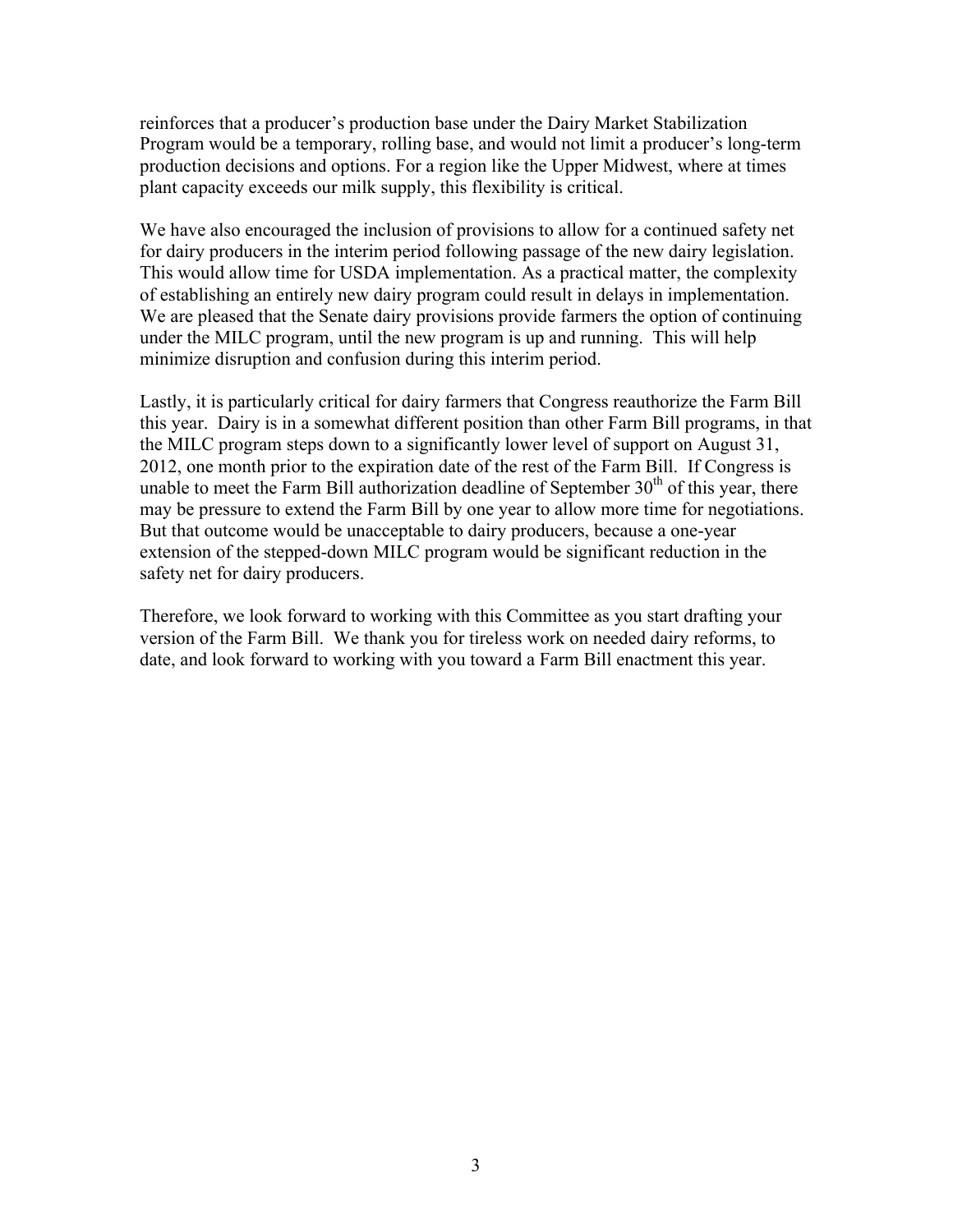reinforces that a producer's production base under the Dairy Market Stabilization Program would be a temporary, rolling base, and would not limit a producer's long-term production decisions and options. For a region like the Upper Midwest, where at times plant capacity exceeds our milk supply, this flexibility is critical.

We have also encouraged the inclusion of provisions to allow for a continued safety net for dairy producers in the interim period following passage of the new dairy legislation. This would allow time for USDA implementation. As a practical matter, the complexity of establishing an entirely new dairy program could result in delays in implementation. We are pleased that the Senate dairy provisions provide farmers the option of continuing under the MILC program, until the new program is up and running. This will help minimize disruption and confusion during this interim period.

Lastly, it is particularly critical for dairy farmers that Congress reauthorize the Farm Bill this year. Dairy is in a somewhat different position than other Farm Bill programs, in that the MILC program steps down to a significantly lower level of support on August 31, 2012, one month prior to the expiration date of the rest of the Farm Bill. If Congress is unable to meet the Farm Bill authorization deadline of September 30th of this year, there may be pressure to extend the Farm Bill by one year to allow more time for negotiations. But that outcome would be unacceptable to dairy producers, because a one-year extension of the stepped-down MILC program would be significant reduction in the safety net for dairy producers.

Therefore, we look forward to working with this Committee as you start drafting your version of the Farm Bill. We thank you for tireless work on needed dairy reforms, to date, and look forward to working with you toward a Farm Bill enactment this year.